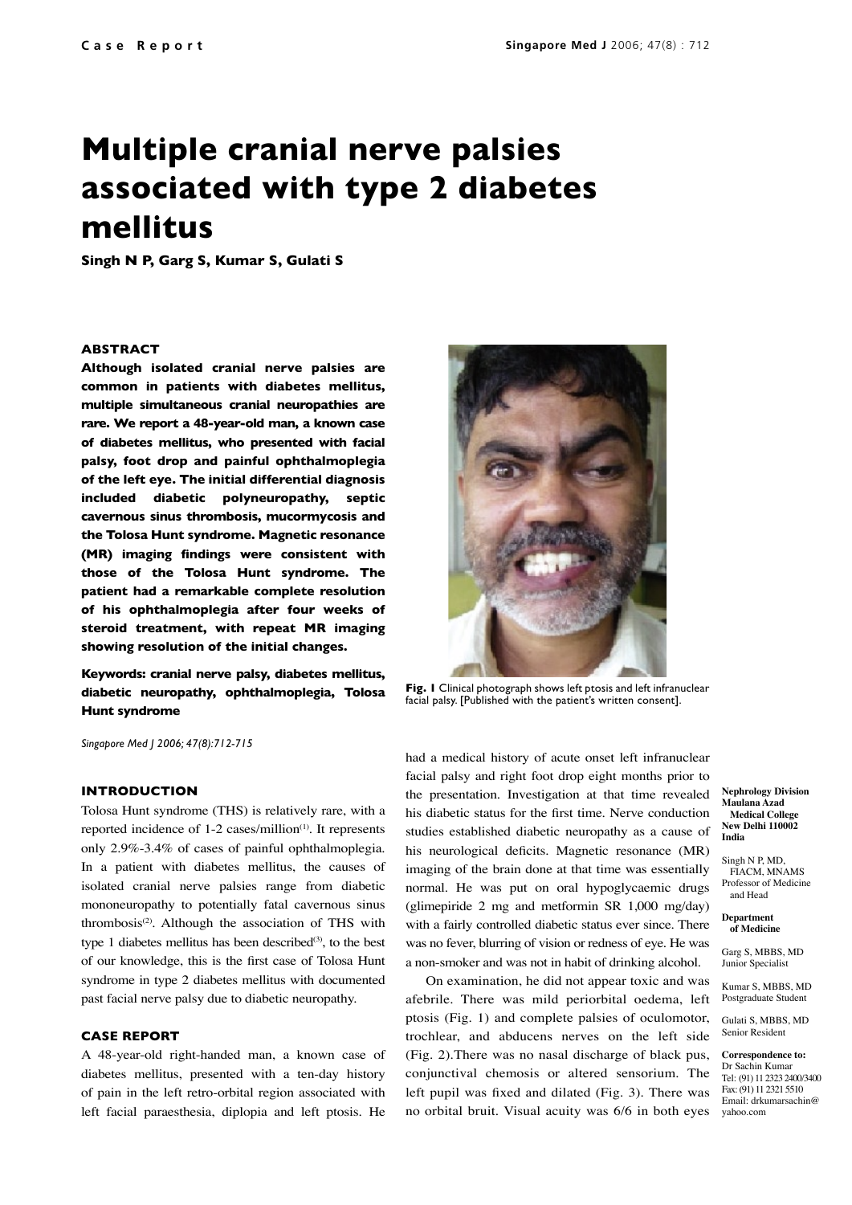# Multiple cranial nerve palsies associated with type 2 diabetes mellitus

**Singh N P, Garg S, Kumar S, Gulati S**

### ABSTRACT

**Although isolated cranial nerve palsies are common in patients with diabetes mellitus, multiple simultaneous cranial neuropathies are rare. We report a 48-year-old man, a known case of diabetes mellitus, who presented with facial palsy, foot drop and painful ophthalmoplegia of the left eye. The initial differential diagnosis included diabetic polyneuropathy, septic cavernous sinus thrombosis, mucormycosis and the Tolosa Hunt syndrome. Magnetic resonance (MR) imaging findings were consistent with those of the Tolosa Hunt syndrome. The patient had a remarkable complete resolution of his ophthalmoplegia after four weeks of steroid treatment, with repeat MR imaging showing resolution of the initial changes.**

**Keywords: cranial nerve palsy, diabetes mellitus, diabetic neuropathy, ophthalmoplegia, Tolosa Hunt syndrome**

*Singapore Med J 2006; 47(8):712-715*

Fig. 1 Clinical photograph shows left ptosis and left infranuclear facial palsy. [Published with the patient's written consent].

**Nephrology Division Maulana Azad Medical College New Delhi 110002 India**

Singh N P, MD, FIACM, MNAMS
Professor of Medicine and Head

**Department of Medicine**

Garg S, MBBS, MD
Junior Specialist

Kumar S, MBBS, MD
Postgraduate Student

Gulati S, MBBS, MD
Senior Resident

**Correspondence to:**
Dr Sachin Kumar
Tel: (91) 11 2323 2400/3400
Fax: (91) 11 2321 5510
Email: drkumarsachin@yahoo.com

### INTRODUCTION

Tolosa Hunt syndrome (THS) is relatively rare, with a reported incidence of 1-2 cases/million[1]. It represents only 2.9%-3.4% of cases of painful ophthalmoplegia. In a patient with diabetes mellitus, the causes of isolated cranial nerve palsies range from diabetic mononeuropathy to potentially fatal cavernous sinus thrombosis[2]. Although the association of THS with type 1 diabetes mellitus has been described[3], to the best of our knowledge, this is the first case of Tolosa Hunt syndrome in type 2 diabetes mellitus with documented past facial nerve palsy due to diabetic neuropathy.

### CASE REPORT

A 48-year-old right-handed man, a known case of diabetes mellitus, presented with a ten-day history of pain in the left retro-orbital region associated with left facial paraesthesia, diplopia and left ptosis. He had a medical history of acute onset left infranuclear facial palsy and right foot drop eight months prior to the presentation. Investigation at that time revealed his diabetic status for the first time. Nerve conduction studies established diabetic neuropathy as a cause of his neurological deficits. Magnetic resonance (MR) imaging of the brain done at that time was essentially normal. He was put on oral hypoglycaemic drugs (glimepiride 2 mg and metformin SR 1,000 mg/day) with a fairly controlled diabetic status ever since. There was no fever, blurring of vision or redness of eye. He was a non-smoker and was not in habit of drinking alcohol.

On examination, he did not appear toxic and was afebrile. There was mild periorbital oedema, left ptosis (Fig. 1) and complete palsies of oculomotor, trochlear, and abducens nerves on the left side (Fig. 2).There was no nasal discharge of black pus, conjunctival chemosis or altered sensorium. The left pupil was fixed and dilated (Fig. 3). There was no orbital bruit. Visual acuity was 6/6 in both eyes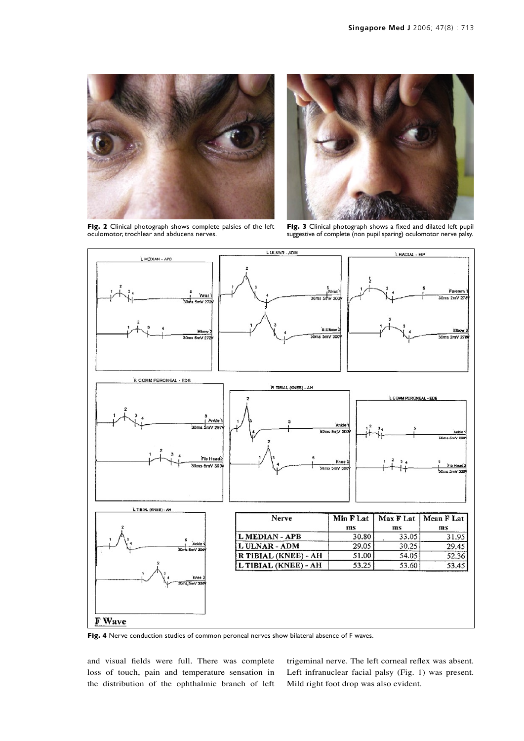**Fig. 2** Clinical photograph shows complete palsies of the left oculomotor, trochlear and abducens nerves.

**Fig. 3** Clinical photograph shows a fixed and dilated left pupil suggestive of complete (non pupil sparing) oculomotor nerve palsy.

| Nerve | Min F Lat ms | Max F Lat ms | Mean F Lat ms |
|---|---|---|---|
| L MEDIAN - APB | 30.80 | 33.05 | 31.95 |
| L ULNAR - ADM | 29.05 | 30.25 | 29.45 |
| R TIBIAL (KNEE) - AH | 51.00 | 54.05 | 52.36 |
| L TIBIAL (KNEE) - AH | 53.25 | 53.60 | 53.45 |

**Fig. 4** Nerve conduction studies of common peroneal nerves show bilateral absence of F waves.

and visual fields were full. There was complete loss of touch, pain and temperature sensation in the distribution of the ophthalmic branch of left trigeminal nerve. The left corneal reflex was absent. Left infranuclear facial palsy (Fig. 1) was present. Mild right foot drop was also evident.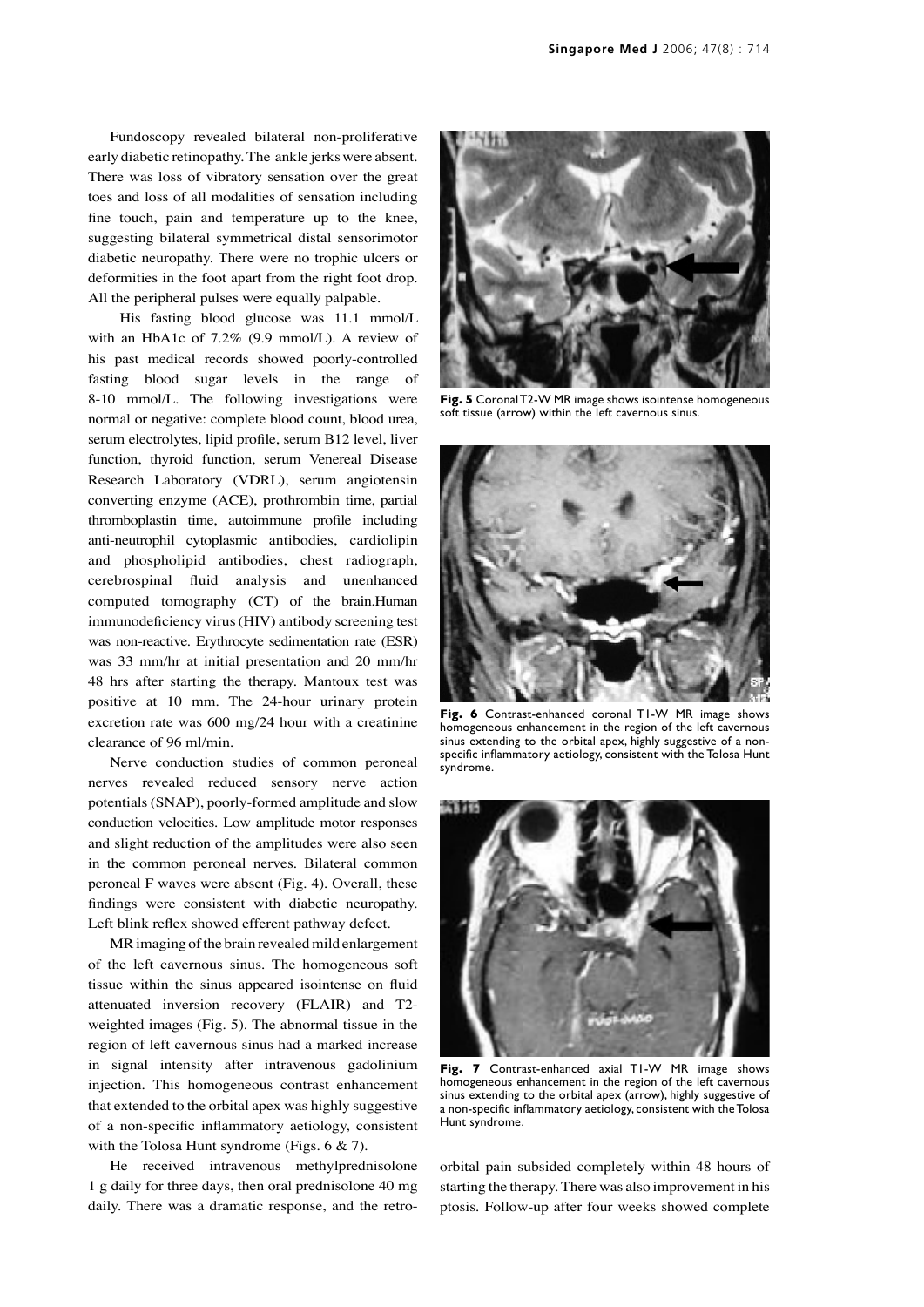Fundoscopy revealed bilateral non-proliferative early diabetic retinopathy. The ankle jerks were absent. There was loss of vibratory sensation over the great toes and loss of all modalities of sensation including fine touch, pain and temperature up to the knee, suggesting bilateral symmetrical distal sensorimotor diabetic neuropathy. There were no trophic ulcers or deformities in the foot apart from the right foot drop. All the peripheral pulses were equally palpable.

His fasting blood glucose was 11.1 mmol/L with an HbA1c of 7.2% (9.9 mmol/L). A review of his past medical records showed poorly-controlled fasting blood sugar levels in the range of 8-10 mmol/L. The following investigations were normal or negative: complete blood count, blood urea, serum electrolytes, lipid profile, serum B12 level, liver function, thyroid function, serum Venereal Disease Research Laboratory (VDRL), serum angiotensin converting enzyme (ACE), prothrombin time, partial thromboplastin time, autoimmune profile including anti-neutrophil cytoplasmic antibodies, cardiolipin and phospholipid antibodies, chest radiograph, cerebrospinal fluid analysis and unenhanced computed tomography (CT) of the brain.Human immunodeficiency virus (HIV) antibody screening test was non-reactive. Erythrocyte sedimentation rate (ESR) was 33 mm/hr at initial presentation and 20 mm/hr 48 hrs after starting the therapy. Mantoux test was positive at 10 mm. The 24-hour urinary protein excretion rate was 600 mg/24 hour with a creatinine clearance of 96 ml/min.

Nerve conduction studies of common peroneal nerves revealed reduced sensory nerve action potentials (SNAP), poorly-formed amplitude and slow conduction velocities. Low amplitude motor responses and slight reduction of the amplitudes were also seen in the common peroneal nerves. Bilateral common peroneal F waves were absent (Fig. 4). Overall, these findings were consistent with diabetic neuropathy. Left blink reflex showed efferent pathway defect.

MR imaging of the brain revealed mild enlargement of the left cavernous sinus. The homogeneous soft tissue within the sinus appeared isointense on fluid attenuated inversion recovery (FLAIR) and T2-weighted images (Fig. 5). The abnormal tissue in the region of left cavernous sinus had a marked increase in signal intensity after intravenous gadolinium injection. This homogeneous contrast enhancement that extended to the orbital apex was highly suggestive of a non-specific inflammatory aetiology, consistent with the Tolosa Hunt syndrome (Figs. 6 & 7).

He received intravenous methylprednisolone 1 g daily for three days, then oral prednisolone 40 mg daily. There was a dramatic response, and the retro-orbital pain subsided completely within 48 hours of starting the therapy. There was also improvement in his ptosis. Follow-up after four weeks showed complete

**Fig. 5** Coronal T2-W MR image shows isointense homogeneous soft tissue (arrow) within the left cavernous sinus.

**Fig. 6** Contrast-enhanced coronal T1-W MR image shows homogeneous enhancement in the region of the left cavernous sinus extending to the orbital apex, highly suggestive of a non-specific inflammatory aetiology, consistent with the Tolosa Hunt syndrome.

**Fig. 7** Contrast-enhanced axial T1-W MR image shows homogeneous enhancement in the region of the left cavernous sinus extending to the orbital apex (arrow), highly suggestive of a non-specific inflammatory aetiology, consistent with the Tolosa Hunt syndrome.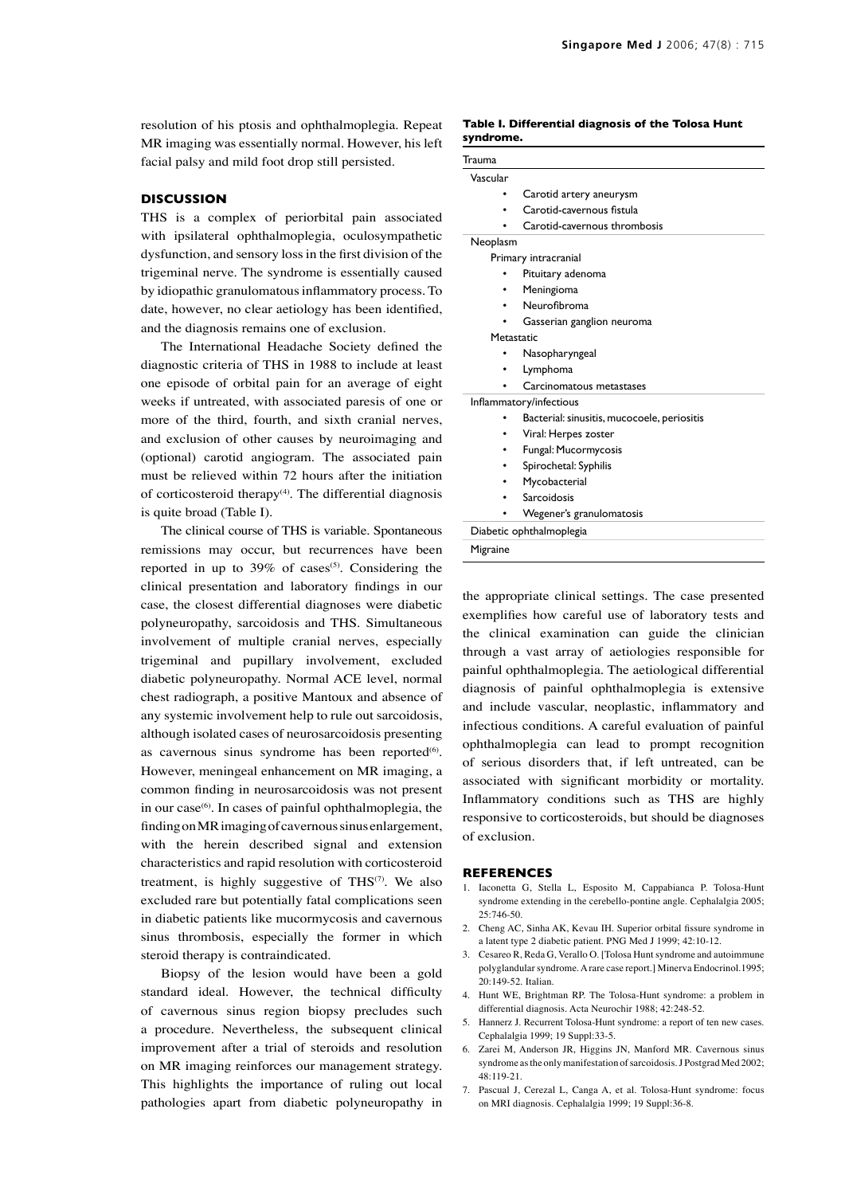resolution of his ptosis and ophthalmoplegia. Repeat MR imaging was essentially normal. However, his left facial palsy and mild foot drop still persisted.

## DISCUSSION

THS is a complex of periorbital pain associated with ipsilateral ophthalmoplegia, oculosympathetic dysfunction, and sensory loss in the first division of the trigeminal nerve. The syndrome is essentially caused by idiopathic granulomatous inflammatory process. To date, however, no clear aetiology has been identified, and the diagnosis remains one of exclusion.

The International Headache Society defined the diagnostic criteria of THS in 1988 to include at least one episode of orbital pain for an average of eight weeks if untreated, with associated paresis of one or more of the third, fourth, and sixth cranial nerves, and exclusion of other causes by neuroimaging and (optional) carotid angiogram. The associated pain must be relieved within 72 hours after the initiation of corticosteroid therapy[4]. The differential diagnosis is quite broad (Table I).

**Table I. Differential diagnosis of the Tolosa Hunt syndrome.**

| |
|---|
| Trauma |
| Vascular |
| • Carotid artery aneurysm |
| • Carotid-cavernous fistula |
| • Carotid-cavernous thrombosis |
| Neoplasm |
| Primary intracranial |
| • Pituitary adenoma |
| • Meningioma |
| • Neurofibroma |
| • Gasserian ganglion neuroma |
| Metastatic |
| • Nasopharyngeal |
| • Lymphoma |
| • Carcinomatous metastases |
| Inflammatory/infectious |
| • Bacterial: sinusitis, mucocoele, periositis |
| • Viral: Herpes zoster |
| • Fungal: Mucormycosis |
| • Spirochetal: Syphilis |
| • Mycobacterial |
| • Sarcoidosis |
| • Wegener's granulomatosis |
| Diabetic ophthalmoplegia |
| Migraine |

The clinical course of THS is variable. Spontaneous remissions may occur, but recurrences have been reported in up to 39% of cases[5]. Considering the clinical presentation and laboratory findings in our case, the closest differential diagnoses were diabetic polyneuropathy, sarcoidosis and THS. Simultaneous involvement of multiple cranial nerves, especially trigeminal and pupillary involvement, excluded diabetic polyneuropathy. Normal ACE level, normal chest radiograph, a positive Mantoux and absence of any systemic involvement help to rule out sarcoidosis, although isolated cases of neurosarcoidosis presenting as cavernous sinus syndrome has been reported[6]. However, meningeal enhancement on MR imaging, a common finding in neurosarcoidosis was not present in our case[6]. In cases of painful ophthalmoplegia, the finding on MR imaging of cavernous sinus enlargement, with the herein described signal and extension characteristics and rapid resolution with corticosteroid treatment, is highly suggestive of THS[7]. We also excluded rare but potentially fatal complications seen in diabetic patients like mucormycosis and cavernous sinus thrombosis, especially the former in which steroid therapy is contraindicated.

Biopsy of the lesion would have been a gold standard ideal. However, the technical difficulty of cavernous sinus region biopsy precludes such a procedure. Nevertheless, the subsequent clinical improvement after a trial of steroids and resolution on MR imaging reinforces our management strategy. This highlights the importance of ruling out local pathologies apart from diabetic polyneuropathy in the appropriate clinical settings. The case presented exemplifies how careful use of laboratory tests and the clinical examination can guide the clinician through a vast array of aetiologies responsible for painful ophthalmoplegia. The aetiological differential diagnosis of painful ophthalmoplegia is extensive and include vascular, neoplastic, inflammatory and infectious conditions. A careful evaluation of painful ophthalmoplegia can lead to prompt recognition of serious disorders that, if left untreated, can be associated with significant morbidity or mortality. Inflammatory conditions such as THS are highly responsive to corticosteroids, but should be diagnoses of exclusion.

## REFERENCES

1. Iaconetta G, Stella L, Esposito M, Cappabianca P. Tolosa-Hunt syndrome extending in the cerebello-pontine angle. Cephalalgia 2005; 25:746-50.
2. Cheng AC, Sinha AK, Kevau IH. Superior orbital fissure syndrome in a latent type 2 diabetic patient. PNG Med J 1999; 42:10-12.
3. Cesareo R, Reda G, Verallo O. [Tolosa Hunt syndrome and autoimmune polyglandular syndrome. A rare case report.] Minerva Endocrinol.1995; 20:149-52. Italian.
4. Hunt WE, Brightman RP. The Tolosa-Hunt syndrome: a problem in differential diagnosis. Acta Neurochir 1988; 42:248-52.
5. Hannerz J. Recurrent Tolosa-Hunt syndrome: a report of ten new cases. Cephalalgia 1999; 19 Suppl:33-5.
6. Zarei M, Anderson JR, Higgins JN, Manford MR. Cavernous sinus syndrome as the only manifestation of sarcoidosis. J Postgrad Med 2002; 48:119-21.
7. Pascual J, Cerezal L, Canga A, et al. Tolosa-Hunt syndrome: focus on MRI diagnosis. Cephalalgia 1999; 19 Suppl:36-8.